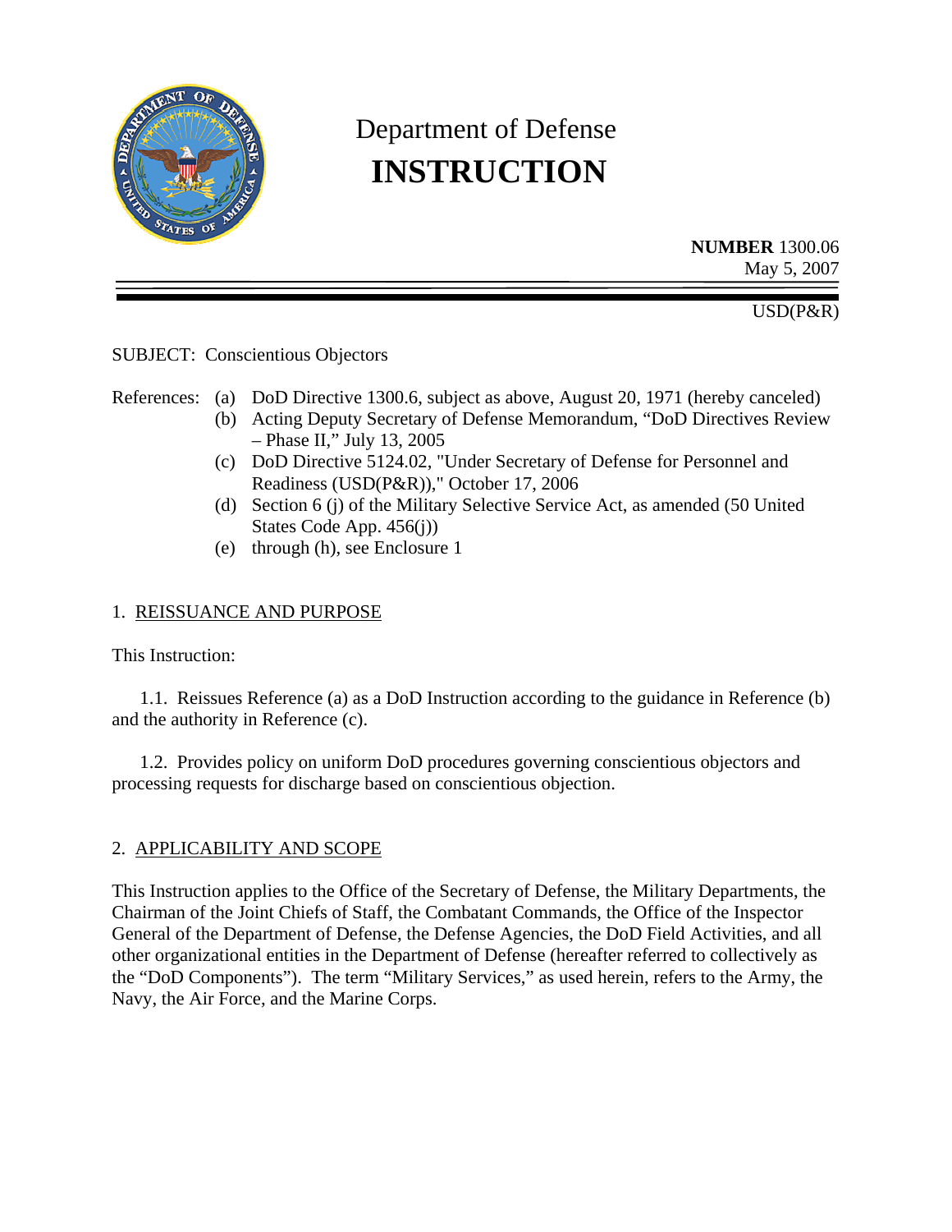# Department of Defense
# INSTRUCTION

**NUMBER** 1300.06
May 5, 2007

USD(P&R)

SUBJECT: Conscientious Objectors

References:
(a) DoD Directive 1300.6, subject as above, August 20, 1971 (hereby canceled)
(b) Acting Deputy Secretary of Defense Memorandum, "DoD Directives Review – Phase II," July 13, 2005
(c) DoD Directive 5124.02, "Under Secretary of Defense for Personnel and Readiness (USD(P&R))," October 17, 2006
(d) Section 6 (j) of the Military Selective Service Act, as amended (50 United States Code App. 456(j))
(e) through (h), see Enclosure 1

## 1. REISSUANCE AND PURPOSE

This Instruction:

1.1. Reissues Reference (a) as a DoD Instruction according to the guidance in Reference (b) and the authority in Reference (c).

1.2. Provides policy on uniform DoD procedures governing conscientious objectors and processing requests for discharge based on conscientious objection.

## 2. APPLICABILITY AND SCOPE

This Instruction applies to the Office of the Secretary of Defense, the Military Departments, the Chairman of the Joint Chiefs of Staff, the Combatant Commands, the Office of the Inspector General of the Department of Defense, the Defense Agencies, the DoD Field Activities, and all other organizational entities in the Department of Defense (hereafter referred to collectively as the "DoD Components"). The term "Military Services," as used herein, refers to the Army, the Navy, the Air Force, and the Marine Corps.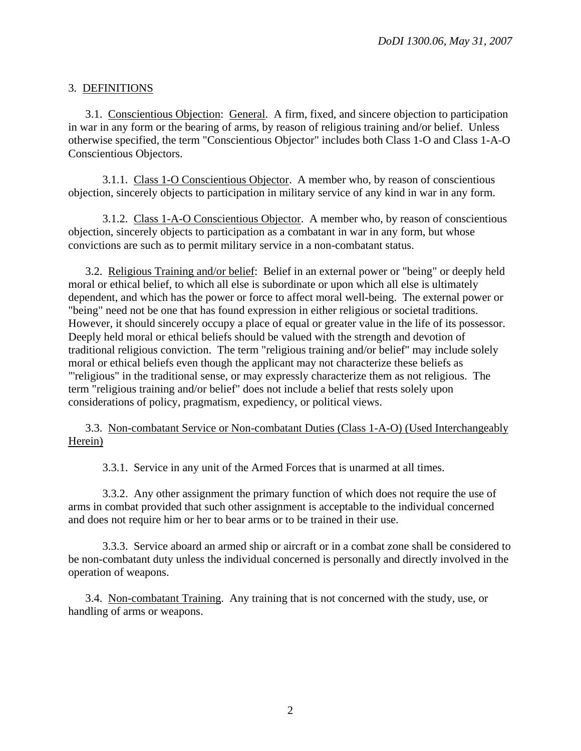## 3. DEFINITIONS

3.1. Conscientious Objection: General. A firm, fixed, and sincere objection to participation in war in any form or the bearing of arms, by reason of religious training and/or belief. Unless otherwise specified, the term "Conscientious Objector" includes both Class 1-O and Class 1-A-O Conscientious Objectors.

3.1.1. Class 1-O Conscientious Objector. A member who, by reason of conscientious objection, sincerely objects to participation in military service of any kind in war in any form.

3.1.2. Class 1-A-O Conscientious Objector. A member who, by reason of conscientious objection, sincerely objects to participation as a combatant in war in any form, but whose convictions are such as to permit military service in a non-combatant status.

3.2. Religious Training and/or belief: Belief in an external power or "being" or deeply held moral or ethical belief, to which all else is subordinate or upon which all else is ultimately dependent, and which has the power or force to affect moral well-being. The external power or "being" need not be one that has found expression in either religious or societal traditions. However, it should sincerely occupy a place of equal or greater value in the life of its possessor. Deeply held moral or ethical beliefs should be valued with the strength and devotion of traditional religious conviction. The term "religious training and/or belief" may include solely moral or ethical beliefs even though the applicant may not characterize these beliefs as "'religious" in the traditional sense, or may expressly characterize them as not religious. The term "religious training and/or belief" does not include a belief that rests solely upon considerations of policy, pragmatism, expediency, or political views.

3.3. Non-combatant Service or Non-combatant Duties (Class 1-A-O) (Used Interchangeably Herein)

3.3.1. Service in any unit of the Armed Forces that is unarmed at all times.

3.3.2. Any other assignment the primary function of which does not require the use of arms in combat provided that such other assignment is acceptable to the individual concerned and does not require him or her to bear arms or to be trained in their use.

3.3.3. Service aboard an armed ship or aircraft or in a combat zone shall be considered to be non-combatant duty unless the individual concerned is personally and directly involved in the operation of weapons.

3.4. Non-combatant Training. Any training that is not concerned with the study, use, or handling of arms or weapons.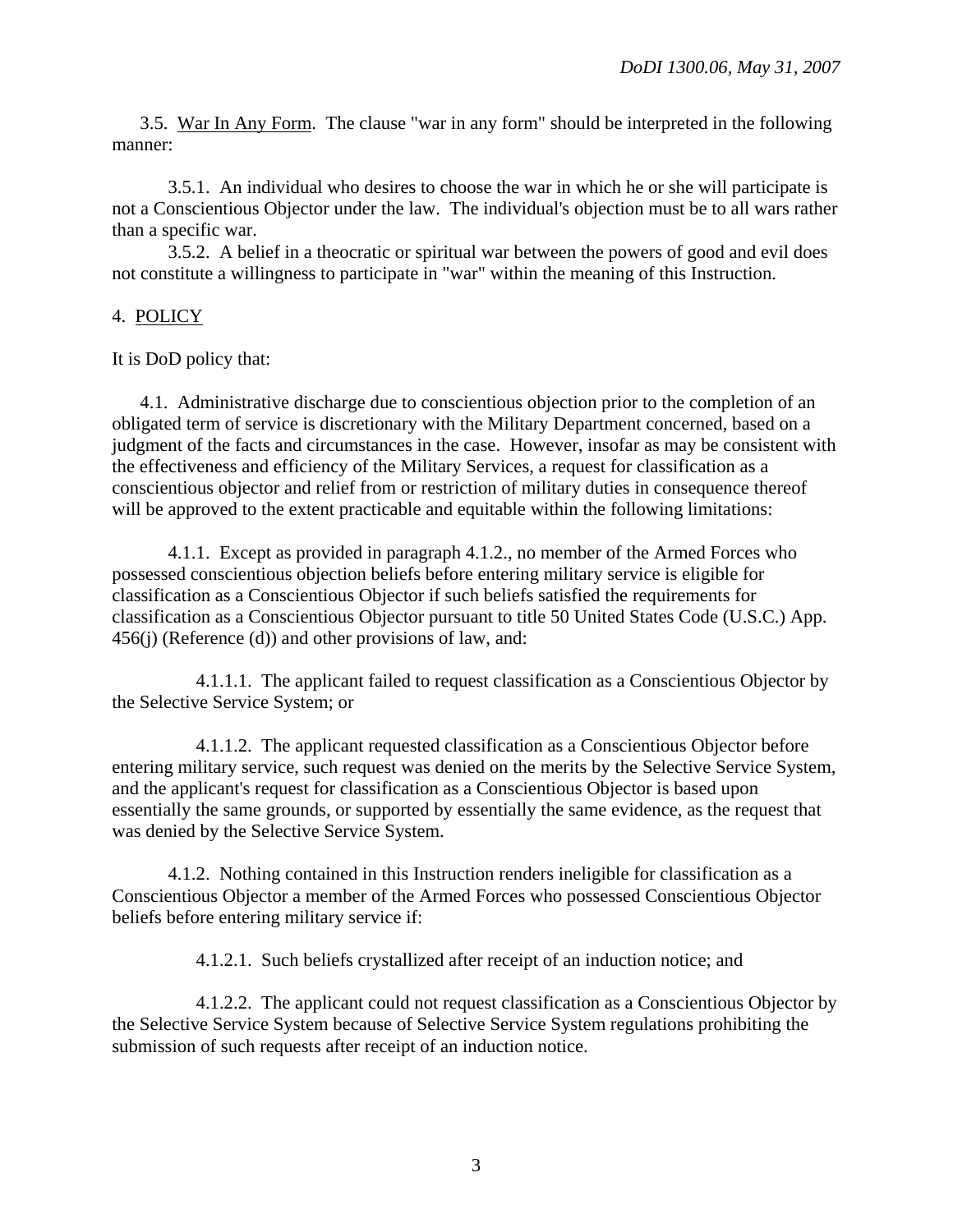3.5. War In Any Form. The clause "war in any form" should be interpreted in the following manner:

3.5.1. An individual who desires to choose the war in which he or she will participate is not a Conscientious Objector under the law. The individual's objection must be to all wars rather than a specific war.

3.5.2. A belief in a theocratic or spiritual war between the powers of good and evil does not constitute a willingness to participate in "war" within the meaning of this Instruction.

## 4. POLICY

It is DoD policy that:

4.1. Administrative discharge due to conscientious objection prior to the completion of an obligated term of service is discretionary with the Military Department concerned, based on a judgment of the facts and circumstances in the case. However, insofar as may be consistent with the effectiveness and efficiency of the Military Services, a request for classification as a conscientious objector and relief from or restriction of military duties in consequence thereof will be approved to the extent practicable and equitable within the following limitations:

4.1.1. Except as provided in paragraph 4.1.2., no member of the Armed Forces who possessed conscientious objection beliefs before entering military service is eligible for classification as a Conscientious Objector if such beliefs satisfied the requirements for classification as a Conscientious Objector pursuant to title 50 United States Code (U.S.C.) App. 456(j) (Reference (d)) and other provisions of law, and:

4.1.1.1. The applicant failed to request classification as a Conscientious Objector by the Selective Service System; or

4.1.1.2. The applicant requested classification as a Conscientious Objector before entering military service, such request was denied on the merits by the Selective Service System, and the applicant's request for classification as a Conscientious Objector is based upon essentially the same grounds, or supported by essentially the same evidence, as the request that was denied by the Selective Service System.

4.1.2. Nothing contained in this Instruction renders ineligible for classification as a Conscientious Objector a member of the Armed Forces who possessed Conscientious Objector beliefs before entering military service if:

4.1.2.1. Such beliefs crystallized after receipt of an induction notice; and

4.1.2.2. The applicant could not request classification as a Conscientious Objector by the Selective Service System because of Selective Service System regulations prohibiting the submission of such requests after receipt of an induction notice.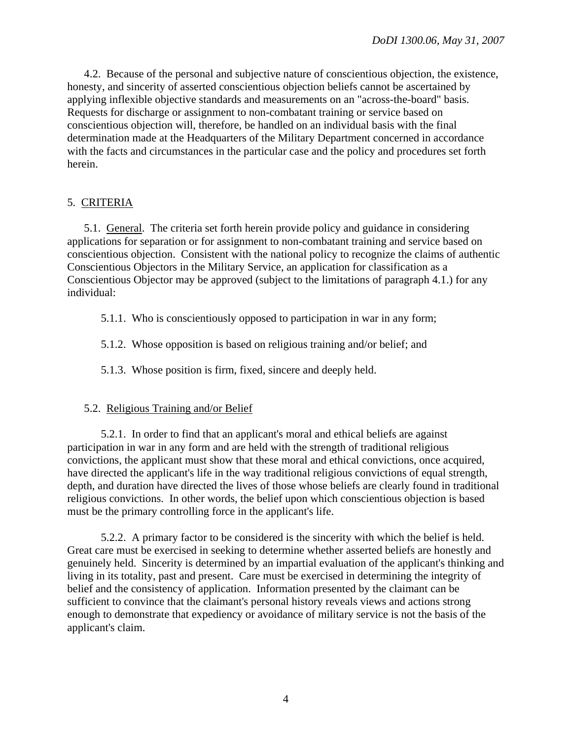4.2. Because of the personal and subjective nature of conscientious objection, the existence, honesty, and sincerity of asserted conscientious objection beliefs cannot be ascertained by applying inflexible objective standards and measurements on an "across-the-board" basis. Requests for discharge or assignment to non-combatant training or service based on conscientious objection will, therefore, be handled on an individual basis with the final determination made at the Headquarters of the Military Department concerned in accordance with the facts and circumstances in the particular case and the policy and procedures set forth herein.

## 5. CRITERIA

5.1. General. The criteria set forth herein provide policy and guidance in considering applications for separation or for assignment to non-combatant training and service based on conscientious objection. Consistent with the national policy to recognize the claims of authentic Conscientious Objectors in the Military Service, an application for classification as a Conscientious Objector may be approved (subject to the limitations of paragraph 4.1.) for any individual:

5.1.1. Who is conscientiously opposed to participation in war in any form;

5.1.2. Whose opposition is based on religious training and/or belief; and

5.1.3. Whose position is firm, fixed, sincere and deeply held.

5.2. Religious Training and/or Belief

5.2.1. In order to find that an applicant's moral and ethical beliefs are against participation in war in any form and are held with the strength of traditional religious convictions, the applicant must show that these moral and ethical convictions, once acquired, have directed the applicant's life in the way traditional religious convictions of equal strength, depth, and duration have directed the lives of those whose beliefs are clearly found in traditional religious convictions. In other words, the belief upon which conscientious objection is based must be the primary controlling force in the applicant's life.

5.2.2. A primary factor to be considered is the sincerity with which the belief is held. Great care must be exercised in seeking to determine whether asserted beliefs are honestly and genuinely held. Sincerity is determined by an impartial evaluation of the applicant's thinking and living in its totality, past and present. Care must be exercised in determining the integrity of belief and the consistency of application. Information presented by the claimant can be sufficient to convince that the claimant's personal history reveals views and actions strong enough to demonstrate that expediency or avoidance of military service is not the basis of the applicant's claim.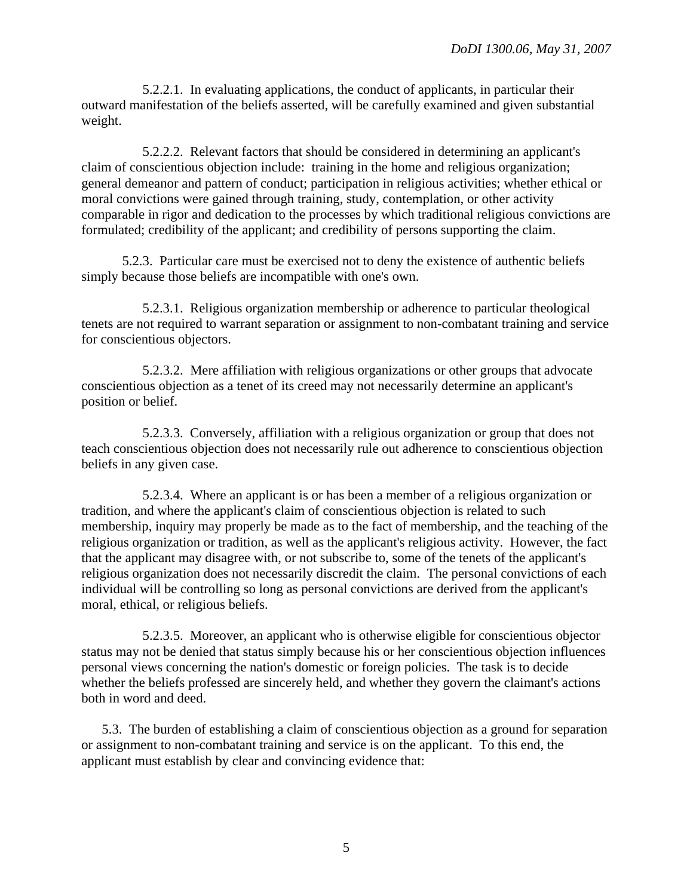5.2.2.1. In evaluating applications, the conduct of applicants, in particular their outward manifestation of the beliefs asserted, will be carefully examined and given substantial weight.

5.2.2.2. Relevant factors that should be considered in determining an applicant's claim of conscientious objection include: training in the home and religious organization; general demeanor and pattern of conduct; participation in religious activities; whether ethical or moral convictions were gained through training, study, contemplation, or other activity comparable in rigor and dedication to the processes by which traditional religious convictions are formulated; credibility of the applicant; and credibility of persons supporting the claim.

5.2.3. Particular care must be exercised not to deny the existence of authentic beliefs simply because those beliefs are incompatible with one's own.

5.2.3.1. Religious organization membership or adherence to particular theological tenets are not required to warrant separation or assignment to non-combatant training and service for conscientious objectors.

5.2.3.2. Mere affiliation with religious organizations or other groups that advocate conscientious objection as a tenet of its creed may not necessarily determine an applicant's position or belief.

5.2.3.3. Conversely, affiliation with a religious organization or group that does not teach conscientious objection does not necessarily rule out adherence to conscientious objection beliefs in any given case.

5.2.3.4. Where an applicant is or has been a member of a religious organization or tradition, and where the applicant's claim of conscientious objection is related to such membership, inquiry may properly be made as to the fact of membership, and the teaching of the religious organization or tradition, as well as the applicant's religious activity. However, the fact that the applicant may disagree with, or not subscribe to, some of the tenets of the applicant's religious organization does not necessarily discredit the claim. The personal convictions of each individual will be controlling so long as personal convictions are derived from the applicant's moral, ethical, or religious beliefs.

5.2.3.5. Moreover, an applicant who is otherwise eligible for conscientious objector status may not be denied that status simply because his or her conscientious objection influences personal views concerning the nation's domestic or foreign policies. The task is to decide whether the beliefs professed are sincerely held, and whether they govern the claimant's actions both in word and deed.

5.3. The burden of establishing a claim of conscientious objection as a ground for separation or assignment to non-combatant training and service is on the applicant. To this end, the applicant must establish by clear and convincing evidence that: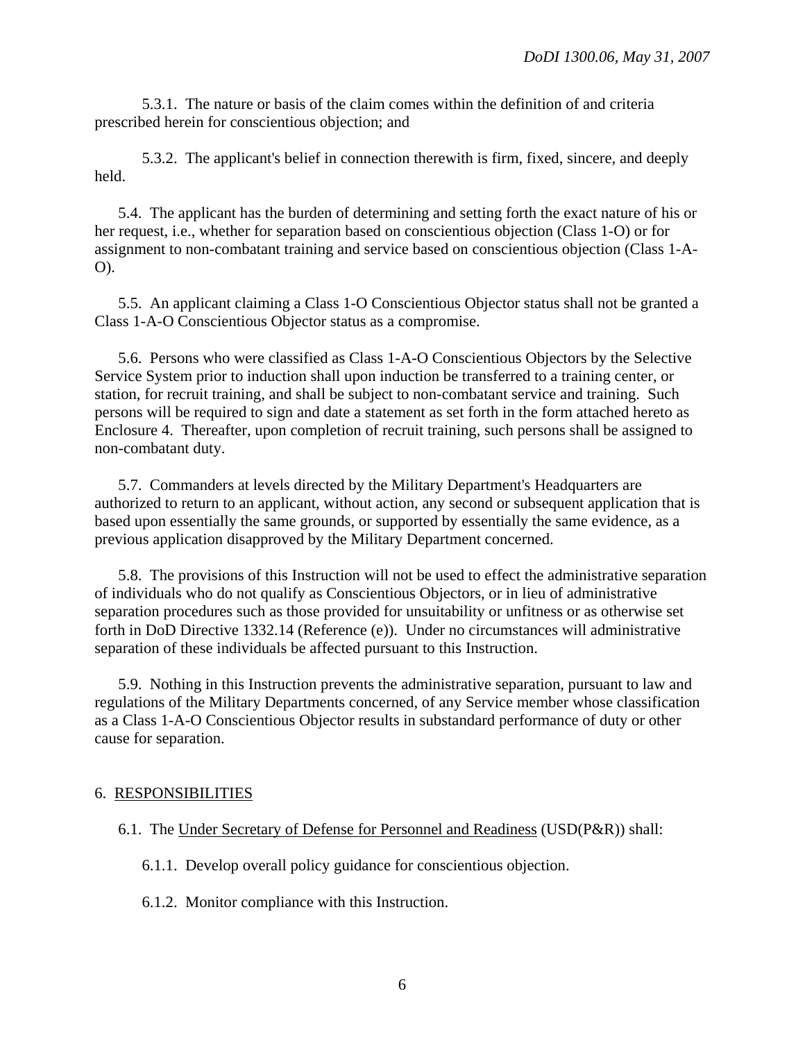5.3.1. The nature or basis of the claim comes within the definition of and criteria prescribed herein for conscientious objection; and

5.3.2. The applicant's belief in connection therewith is firm, fixed, sincere, and deeply held.

5.4. The applicant has the burden of determining and setting forth the exact nature of his or her request, i.e., whether for separation based on conscientious objection (Class 1-O) or for assignment to non-combatant training and service based on conscientious objection (Class 1-A-O).

5.5. An applicant claiming a Class 1-O Conscientious Objector status shall not be granted a Class 1-A-O Conscientious Objector status as a compromise.

5.6. Persons who were classified as Class 1-A-O Conscientious Objectors by the Selective Service System prior to induction shall upon induction be transferred to a training center, or station, for recruit training, and shall be subject to non-combatant service and training. Such persons will be required to sign and date a statement as set forth in the form attached hereto as Enclosure 4. Thereafter, upon completion of recruit training, such persons shall be assigned to non-combatant duty.

5.7. Commanders at levels directed by the Military Department's Headquarters are authorized to return to an applicant, without action, any second or subsequent application that is based upon essentially the same grounds, or supported by essentially the same evidence, as a previous application disapproved by the Military Department concerned.

5.8. The provisions of this Instruction will not be used to effect the administrative separation of individuals who do not qualify as Conscientious Objectors, or in lieu of administrative separation procedures such as those provided for unsuitability or unfitness or as otherwise set forth in DoD Directive 1332.14 (Reference (e)). Under no circumstances will administrative separation of these individuals be affected pursuant to this Instruction.

5.9. Nothing in this Instruction prevents the administrative separation, pursuant to law and regulations of the Military Departments concerned, of any Service member whose classification as a Class 1-A-O Conscientious Objector results in substandard performance of duty or other cause for separation.

## 6. RESPONSIBILITIES

6.1. The Under Secretary of Defense for Personnel and Readiness (USD(P&R)) shall:

6.1.1. Develop overall policy guidance for conscientious objection.

6.1.2. Monitor compliance with this Instruction.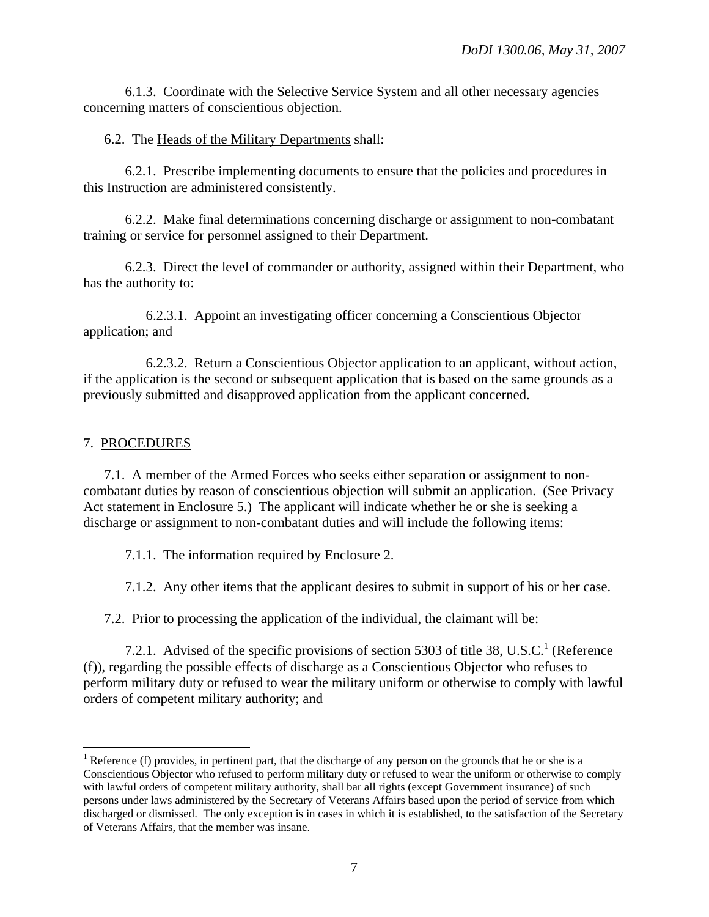6.1.3. Coordinate with the Selective Service System and all other necessary agencies concerning matters of conscientious objection.

6.2. The Heads of the Military Departments shall:

6.2.1. Prescribe implementing documents to ensure that the policies and procedures in this Instruction are administered consistently.

6.2.2. Make final determinations concerning discharge or assignment to non-combatant training or service for personnel assigned to their Department.

6.2.3. Direct the level of commander or authority, assigned within their Department, who has the authority to:

6.2.3.1. Appoint an investigating officer concerning a Conscientious Objector application; and

6.2.3.2. Return a Conscientious Objector application to an applicant, without action, if the application is the second or subsequent application that is based on the same grounds as a previously submitted and disapproved application from the applicant concerned.

## 7. PROCEDURES

7.1. A member of the Armed Forces who seeks either separation or assignment to non-combatant duties by reason of conscientious objection will submit an application. (See Privacy Act statement in Enclosure 5.) The applicant will indicate whether he or she is seeking a discharge or assignment to non-combatant duties and will include the following items:

7.1.1. The information required by Enclosure 2.

7.1.2. Any other items that the applicant desires to submit in support of his or her case.

7.2. Prior to processing the application of the individual, the claimant will be:

7.2.1. Advised of the specific provisions of section 5303 of title 38, U.S.C.[1] (Reference (f)), regarding the possible effects of discharge as a Conscientious Objector who refuses to perform military duty or refused to wear the military uniform or otherwise to comply with lawful orders of competent military authority; and

---

[1] Reference (f) provides, in pertinent part, that the discharge of any person on the grounds that he or she is a Conscientious Objector who refused to perform military duty or refused to wear the uniform or otherwise to comply with lawful orders of competent military authority, shall bar all rights (except Government insurance) of such persons under laws administered by the Secretary of Veterans Affairs based upon the period of service from which discharged or dismissed. The only exception is in cases in which it is established, to the satisfaction of the Secretary of Veterans Affairs, that the member was insane.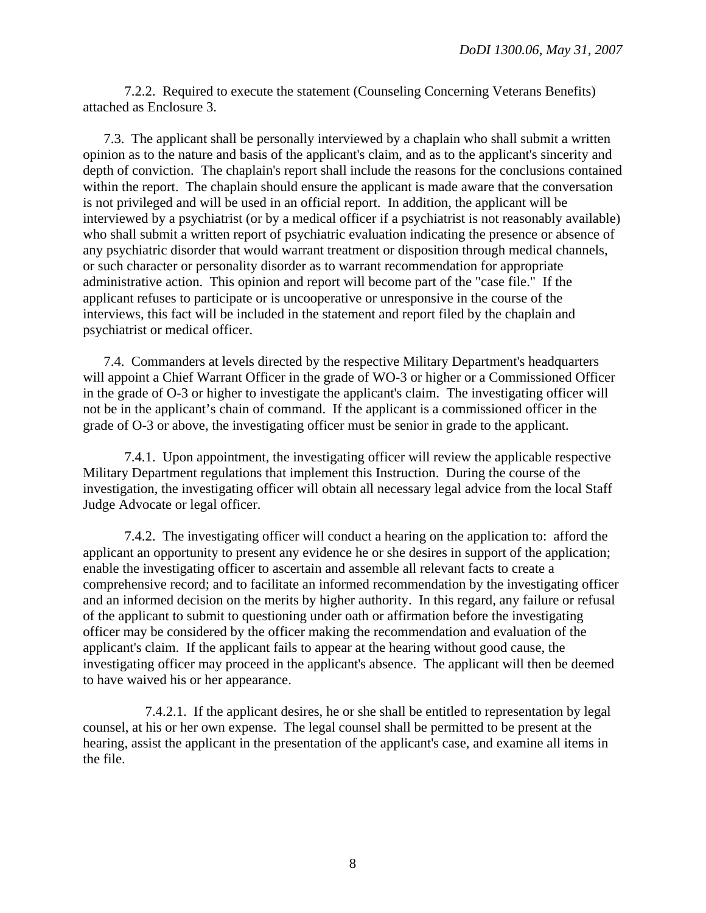7.2.2. Required to execute the statement (Counseling Concerning Veterans Benefits) attached as Enclosure 3.

7.3. The applicant shall be personally interviewed by a chaplain who shall submit a written opinion as to the nature and basis of the applicant's claim, and as to the applicant's sincerity and depth of conviction. The chaplain's report shall include the reasons for the conclusions contained within the report. The chaplain should ensure the applicant is made aware that the conversation is not privileged and will be used in an official report. In addition, the applicant will be interviewed by a psychiatrist (or by a medical officer if a psychiatrist is not reasonably available) who shall submit a written report of psychiatric evaluation indicating the presence or absence of any psychiatric disorder that would warrant treatment or disposition through medical channels, or such character or personality disorder as to warrant recommendation for appropriate administrative action. This opinion and report will become part of the "case file." If the applicant refuses to participate or is uncooperative or unresponsive in the course of the interviews, this fact will be included in the statement and report filed by the chaplain and psychiatrist or medical officer.

7.4. Commanders at levels directed by the respective Military Department's headquarters will appoint a Chief Warrant Officer in the grade of WO-3 or higher or a Commissioned Officer in the grade of O-3 or higher to investigate the applicant's claim. The investigating officer will not be in the applicant's chain of command. If the applicant is a commissioned officer in the grade of O-3 or above, the investigating officer must be senior in grade to the applicant.

7.4.1. Upon appointment, the investigating officer will review the applicable respective Military Department regulations that implement this Instruction. During the course of the investigation, the investigating officer will obtain all necessary legal advice from the local Staff Judge Advocate or legal officer.

7.4.2. The investigating officer will conduct a hearing on the application to: afford the applicant an opportunity to present any evidence he or she desires in support of the application; enable the investigating officer to ascertain and assemble all relevant facts to create a comprehensive record; and to facilitate an informed recommendation by the investigating officer and an informed decision on the merits by higher authority. In this regard, any failure or refusal of the applicant to submit to questioning under oath or affirmation before the investigating officer may be considered by the officer making the recommendation and evaluation of the applicant's claim. If the applicant fails to appear at the hearing without good cause, the investigating officer may proceed in the applicant's absence. The applicant will then be deemed to have waived his or her appearance.

7.4.2.1. If the applicant desires, he or she shall be entitled to representation by legal counsel, at his or her own expense. The legal counsel shall be permitted to be present at the hearing, assist the applicant in the presentation of the applicant's case, and examine all items in the file.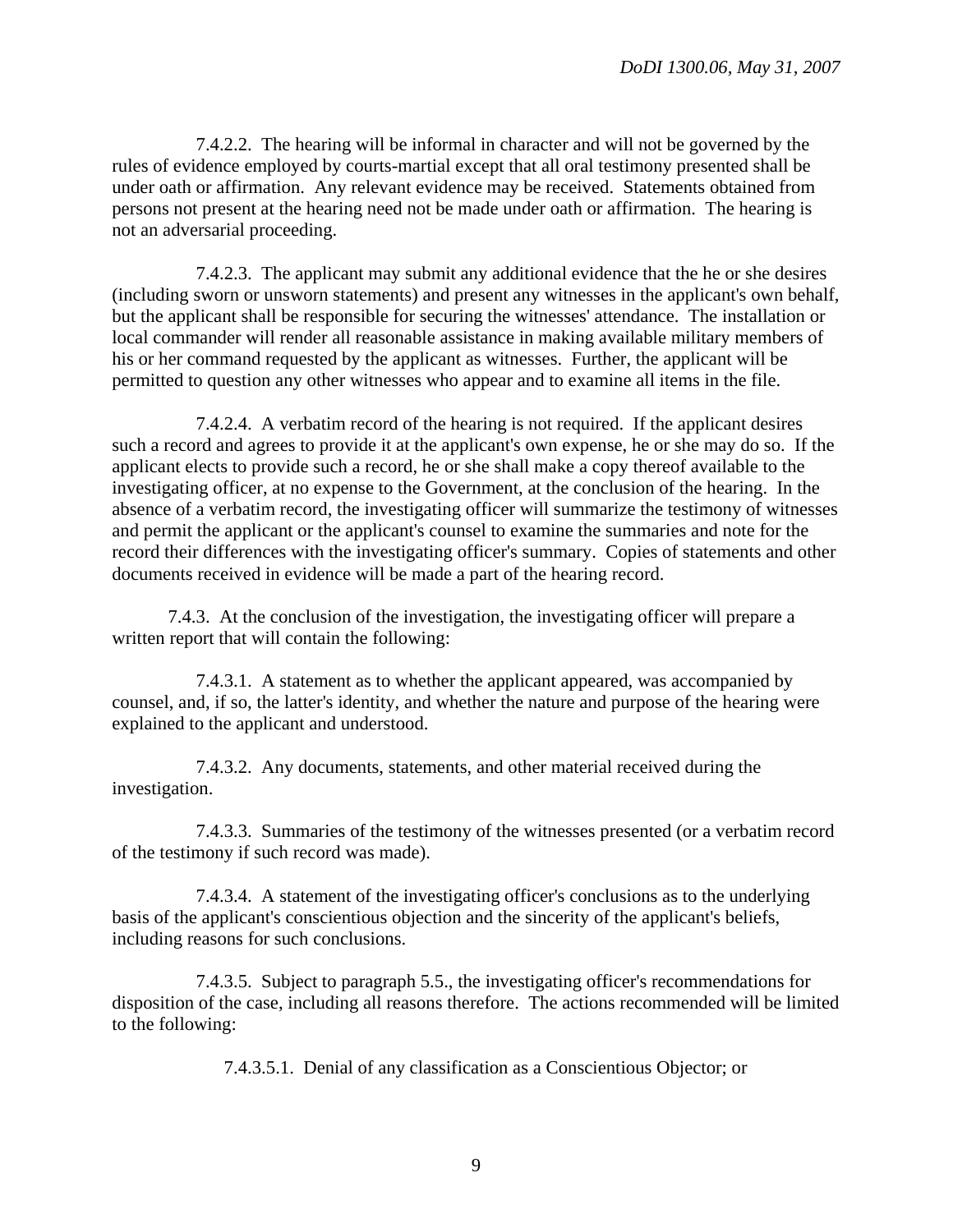7.4.2.2. The hearing will be informal in character and will not be governed by the rules of evidence employed by courts-martial except that all oral testimony presented shall be under oath or affirmation. Any relevant evidence may be received. Statements obtained from persons not present at the hearing need not be made under oath or affirmation. The hearing is not an adversarial proceeding.

7.4.2.3. The applicant may submit any additional evidence that the he or she desires (including sworn or unsworn statements) and present any witnesses in the applicant's own behalf, but the applicant shall be responsible for securing the witnesses' attendance. The installation or local commander will render all reasonable assistance in making available military members of his or her command requested by the applicant as witnesses. Further, the applicant will be permitted to question any other witnesses who appear and to examine all items in the file.

7.4.2.4. A verbatim record of the hearing is not required. If the applicant desires such a record and agrees to provide it at the applicant's own expense, he or she may do so. If the applicant elects to provide such a record, he or she shall make a copy thereof available to the investigating officer, at no expense to the Government, at the conclusion of the hearing. In the absence of a verbatim record, the investigating officer will summarize the testimony of witnesses and permit the applicant or the applicant's counsel to examine the summaries and note for the record their differences with the investigating officer's summary. Copies of statements and other documents received in evidence will be made a part of the hearing record.

7.4.3. At the conclusion of the investigation, the investigating officer will prepare a written report that will contain the following:

7.4.3.1. A statement as to whether the applicant appeared, was accompanied by counsel, and, if so, the latter's identity, and whether the nature and purpose of the hearing were explained to the applicant and understood.

7.4.3.2. Any documents, statements, and other material received during the investigation.

7.4.3.3. Summaries of the testimony of the witnesses presented (or a verbatim record of the testimony if such record was made).

7.4.3.4. A statement of the investigating officer's conclusions as to the underlying basis of the applicant's conscientious objection and the sincerity of the applicant's beliefs, including reasons for such conclusions.

7.4.3.5. Subject to paragraph 5.5., the investigating officer's recommendations for disposition of the case, including all reasons therefore. The actions recommended will be limited to the following:

7.4.3.5.1. Denial of any classification as a Conscientious Objector; or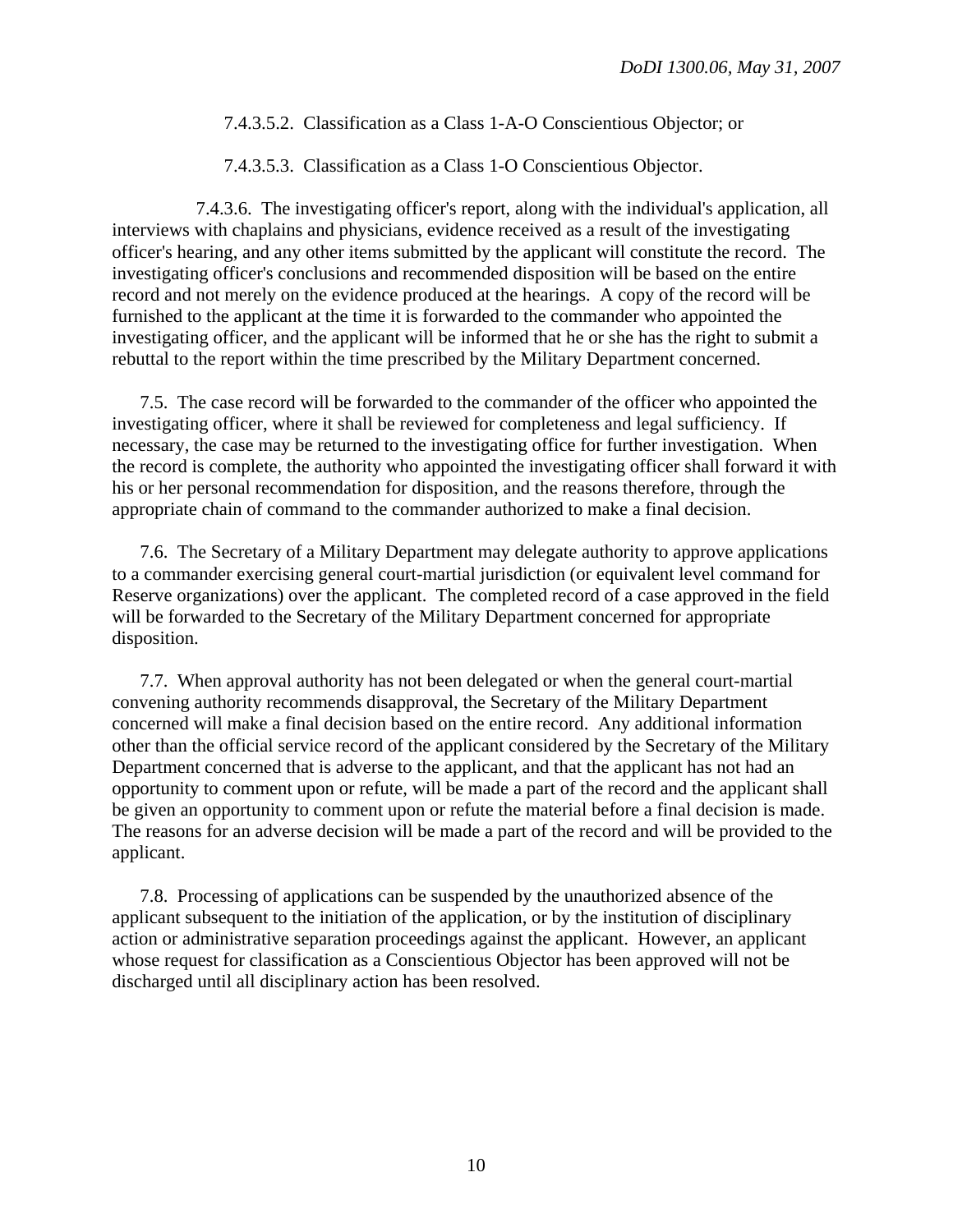7.4.3.5.2. Classification as a Class 1-A-O Conscientious Objector; or

7.4.3.5.3. Classification as a Class 1-O Conscientious Objector.

7.4.3.6. The investigating officer's report, along with the individual's application, all interviews with chaplains and physicians, evidence received as a result of the investigating officer's hearing, and any other items submitted by the applicant will constitute the record. The investigating officer's conclusions and recommended disposition will be based on the entire record and not merely on the evidence produced at the hearings. A copy of the record will be furnished to the applicant at the time it is forwarded to the commander who appointed the investigating officer, and the applicant will be informed that he or she has the right to submit a rebuttal to the report within the time prescribed by the Military Department concerned.

7.5. The case record will be forwarded to the commander of the officer who appointed the investigating officer, where it shall be reviewed for completeness and legal sufficiency. If necessary, the case may be returned to the investigating office for further investigation. When the record is complete, the authority who appointed the investigating officer shall forward it with his or her personal recommendation for disposition, and the reasons therefore, through the appropriate chain of command to the commander authorized to make a final decision.

7.6. The Secretary of a Military Department may delegate authority to approve applications to a commander exercising general court-martial jurisdiction (or equivalent level command for Reserve organizations) over the applicant. The completed record of a case approved in the field will be forwarded to the Secretary of the Military Department concerned for appropriate disposition.

7.7. When approval authority has not been delegated or when the general court-martial convening authority recommends disapproval, the Secretary of the Military Department concerned will make a final decision based on the entire record. Any additional information other than the official service record of the applicant considered by the Secretary of the Military Department concerned that is adverse to the applicant, and that the applicant has not had an opportunity to comment upon or refute, will be made a part of the record and the applicant shall be given an opportunity to comment upon or refute the material before a final decision is made. The reasons for an adverse decision will be made a part of the record and will be provided to the applicant.

7.8. Processing of applications can be suspended by the unauthorized absence of the applicant subsequent to the initiation of the application, or by the institution of disciplinary action or administrative separation proceedings against the applicant. However, an applicant whose request for classification as a Conscientious Objector has been approved will not be discharged until all disciplinary action has been resolved.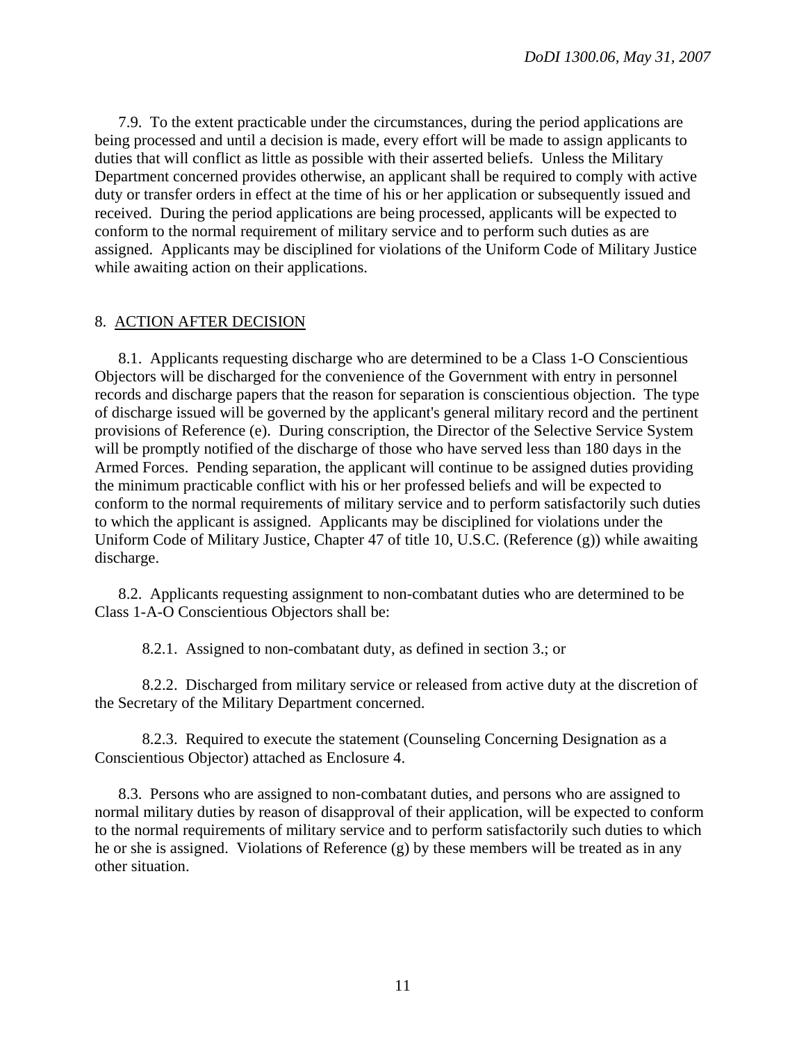7.9. To the extent practicable under the circumstances, during the period applications are being processed and until a decision is made, every effort will be made to assign applicants to duties that will conflict as little as possible with their asserted beliefs. Unless the Military Department concerned provides otherwise, an applicant shall be required to comply with active duty or transfer orders in effect at the time of his or her application or subsequently issued and received. During the period applications are being processed, applicants will be expected to conform to the normal requirement of military service and to perform such duties as are assigned. Applicants may be disciplined for violations of the Uniform Code of Military Justice while awaiting action on their applications.

8. ACTION AFTER DECISION

8.1. Applicants requesting discharge who are determined to be a Class 1-O Conscientious Objectors will be discharged for the convenience of the Government with entry in personnel records and discharge papers that the reason for separation is conscientious objection. The type of discharge issued will be governed by the applicant's general military record and the pertinent provisions of Reference (e). During conscription, the Director of the Selective Service System will be promptly notified of the discharge of those who have served less than 180 days in the Armed Forces. Pending separation, the applicant will continue to be assigned duties providing the minimum practicable conflict with his or her professed beliefs and will be expected to conform to the normal requirements of military service and to perform satisfactorily such duties to which the applicant is assigned. Applicants may be disciplined for violations under the Uniform Code of Military Justice, Chapter 47 of title 10, U.S.C. (Reference (g)) while awaiting discharge.

8.2. Applicants requesting assignment to non-combatant duties who are determined to be Class 1-A-O Conscientious Objectors shall be:

8.2.1. Assigned to non-combatant duty, as defined in section 3.; or

8.2.2. Discharged from military service or released from active duty at the discretion of the Secretary of the Military Department concerned.

8.2.3. Required to execute the statement (Counseling Concerning Designation as a Conscientious Objector) attached as Enclosure 4.

8.3. Persons who are assigned to non-combatant duties, and persons who are assigned to normal military duties by reason of disapproval of their application, will be expected to conform to the normal requirements of military service and to perform satisfactorily such duties to which he or she is assigned. Violations of Reference (g) by these members will be treated as in any other situation.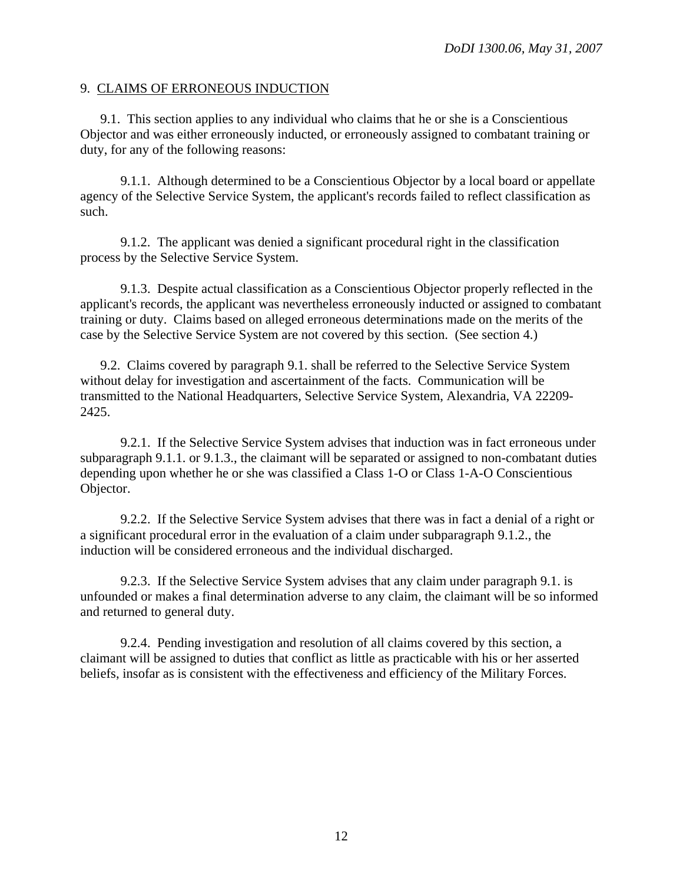## 9. CLAIMS OF ERRONEOUS INDUCTION

9.1. This section applies to any individual who claims that he or she is a Conscientious Objector and was either erroneously inducted, or erroneously assigned to combatant training or duty, for any of the following reasons:

9.1.1. Although determined to be a Conscientious Objector by a local board or appellate agency of the Selective Service System, the applicant's records failed to reflect classification as such.

9.1.2. The applicant was denied a significant procedural right in the classification process by the Selective Service System.

9.1.3. Despite actual classification as a Conscientious Objector properly reflected in the applicant's records, the applicant was nevertheless erroneously inducted or assigned to combatant training or duty. Claims based on alleged erroneous determinations made on the merits of the case by the Selective Service System are not covered by this section. (See section 4.)

9.2. Claims covered by paragraph 9.1. shall be referred to the Selective Service System without delay for investigation and ascertainment of the facts. Communication will be transmitted to the National Headquarters, Selective Service System, Alexandria, VA 22209-2425.

9.2.1. If the Selective Service System advises that induction was in fact erroneous under subparagraph 9.1.1. or 9.1.3., the claimant will be separated or assigned to non-combatant duties depending upon whether he or she was classified a Class 1-O or Class 1-A-O Conscientious Objector.

9.2.2. If the Selective Service System advises that there was in fact a denial of a right or a significant procedural error in the evaluation of a claim under subparagraph 9.1.2., the induction will be considered erroneous and the individual discharged.

9.2.3. If the Selective Service System advises that any claim under paragraph 9.1. is unfounded or makes a final determination adverse to any claim, the claimant will be so informed and returned to general duty.

9.2.4. Pending investigation and resolution of all claims covered by this section, a claimant will be assigned to duties that conflict as little as practicable with his or her asserted beliefs, insofar as is consistent with the effectiveness and efficiency of the Military Forces.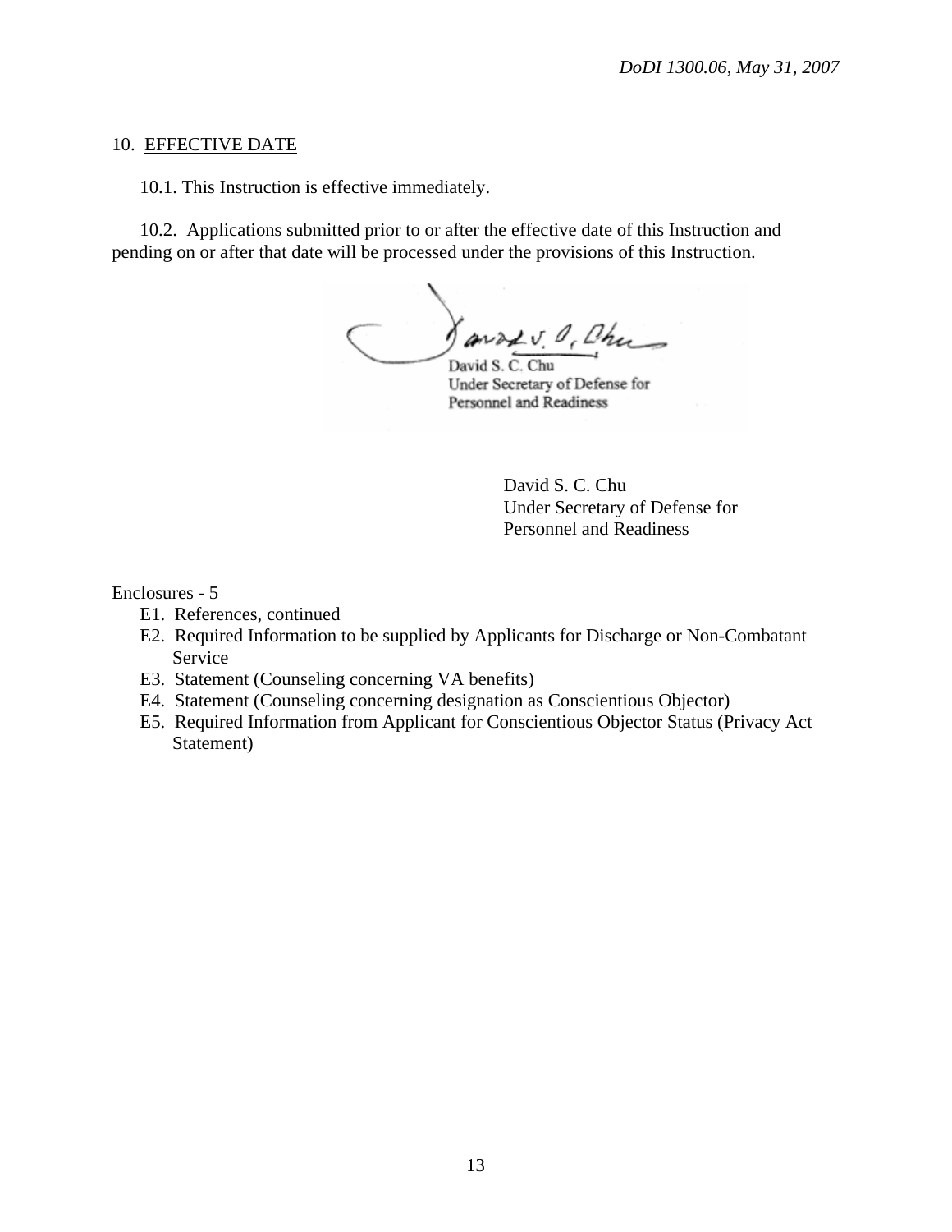10. EFFECTIVE DATE

10.1. This Instruction is effective immediately.

10.2. Applications submitted prior to or after the effective date of this Instruction and pending on or after that date will be processed under the provisions of this Instruction.

David S. C. Chu
Under Secretary of Defense for
Personnel and Readiness

David S. C. Chu
Under Secretary of Defense for
Personnel and Readiness

Enclosures - 5

- E1. References, continued
- E2. Required Information to be supplied by Applicants for Discharge or Non-Combatant Service
- E3. Statement (Counseling concerning VA benefits)
- E4. Statement (Counseling concerning designation as Conscientious Objector)
- E5. Required Information from Applicant for Conscientious Objector Status (Privacy Act Statement)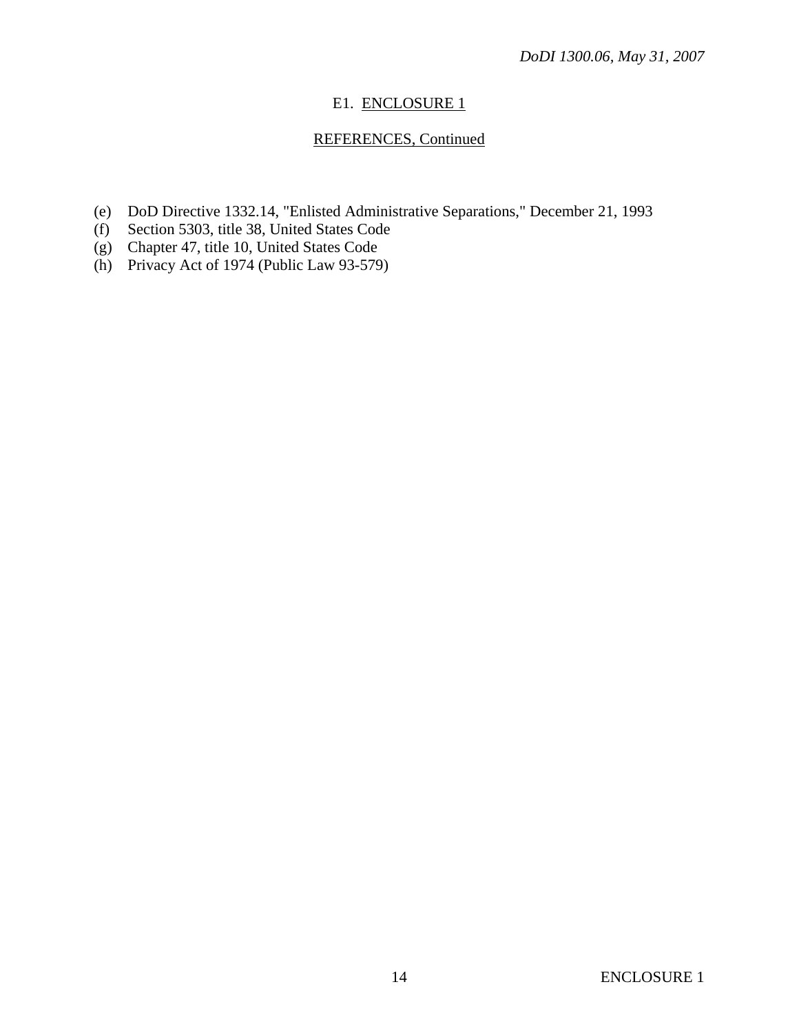## E1. ENCLOSURE 1

### REFERENCES, Continued

(e) DoD Directive 1332.14, "Enlisted Administrative Separations," December 21, 1993
(f) Section 5303, title 38, United States Code
(g) Chapter 47, title 10, United States Code
(h) Privacy Act of 1974 (Public Law 93-579)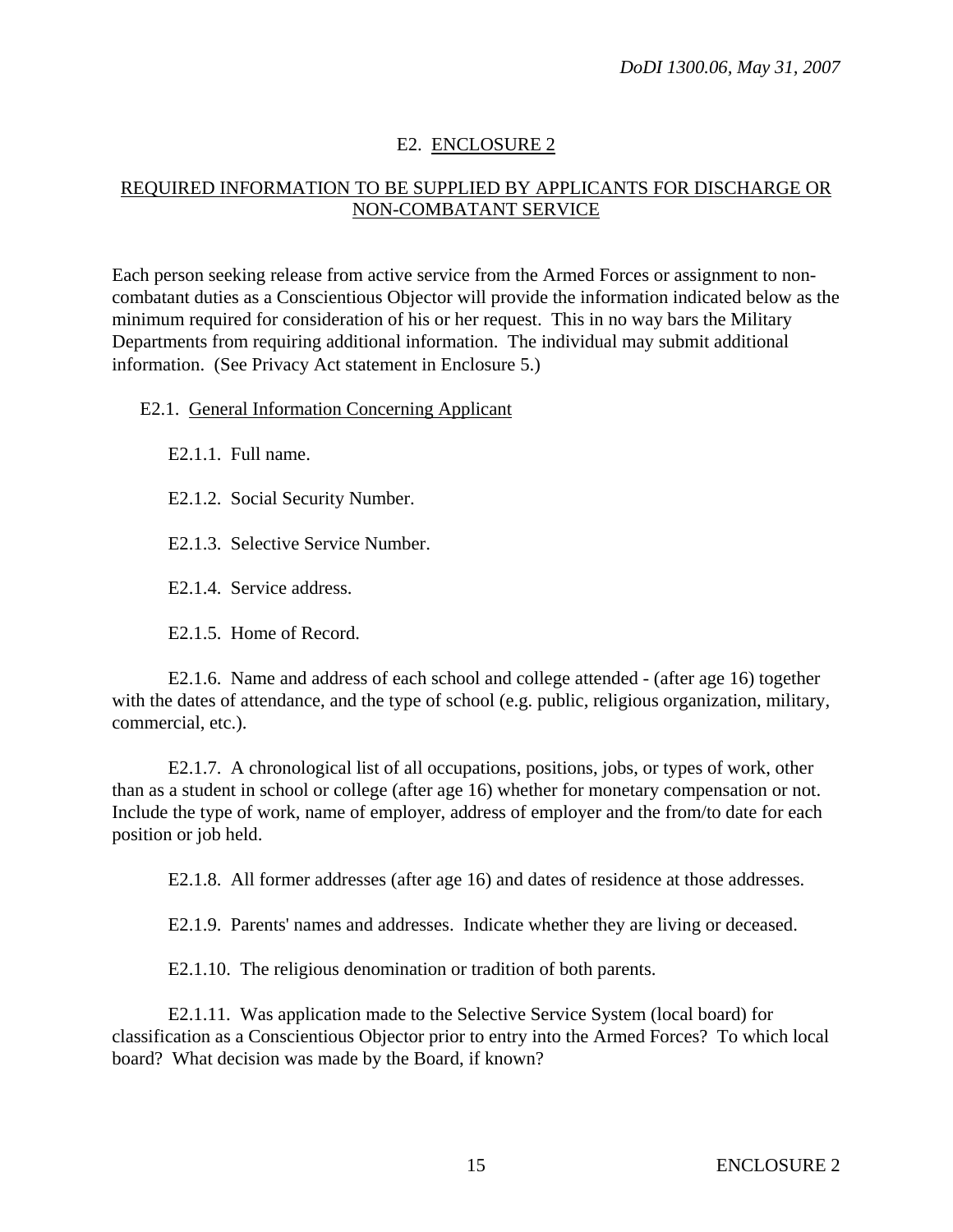## E2. ENCLOSURE 2

## REQUIRED INFORMATION TO BE SUPPLIED BY APPLICANTS FOR DISCHARGE OR NON-COMBATANT SERVICE

Each person seeking release from active service from the Armed Forces or assignment to non-combatant duties as a Conscientious Objector will provide the information indicated below as the minimum required for consideration of his or her request. This in no way bars the Military Departments from requiring additional information. The individual may submit additional information. (See Privacy Act statement in Enclosure 5.)

E2.1. General Information Concerning Applicant

E2.1.1. Full name.

E2.1.2. Social Security Number.

E2.1.3. Selective Service Number.

E2.1.4. Service address.

E2.1.5. Home of Record.

E2.1.6. Name and address of each school and college attended - (after age 16) together with the dates of attendance, and the type of school (e.g. public, religious organization, military, commercial, etc.).

E2.1.7. A chronological list of all occupations, positions, jobs, or types of work, other than as a student in school or college (after age 16) whether for monetary compensation or not. Include the type of work, name of employer, address of employer and the from/to date for each position or job held.

E2.1.8. All former addresses (after age 16) and dates of residence at those addresses.

E2.1.9. Parents' names and addresses. Indicate whether they are living or deceased.

E2.1.10. The religious denomination or tradition of both parents.

E2.1.11. Was application made to the Selective Service System (local board) for classification as a Conscientious Objector prior to entry into the Armed Forces? To which local board? What decision was made by the Board, if known?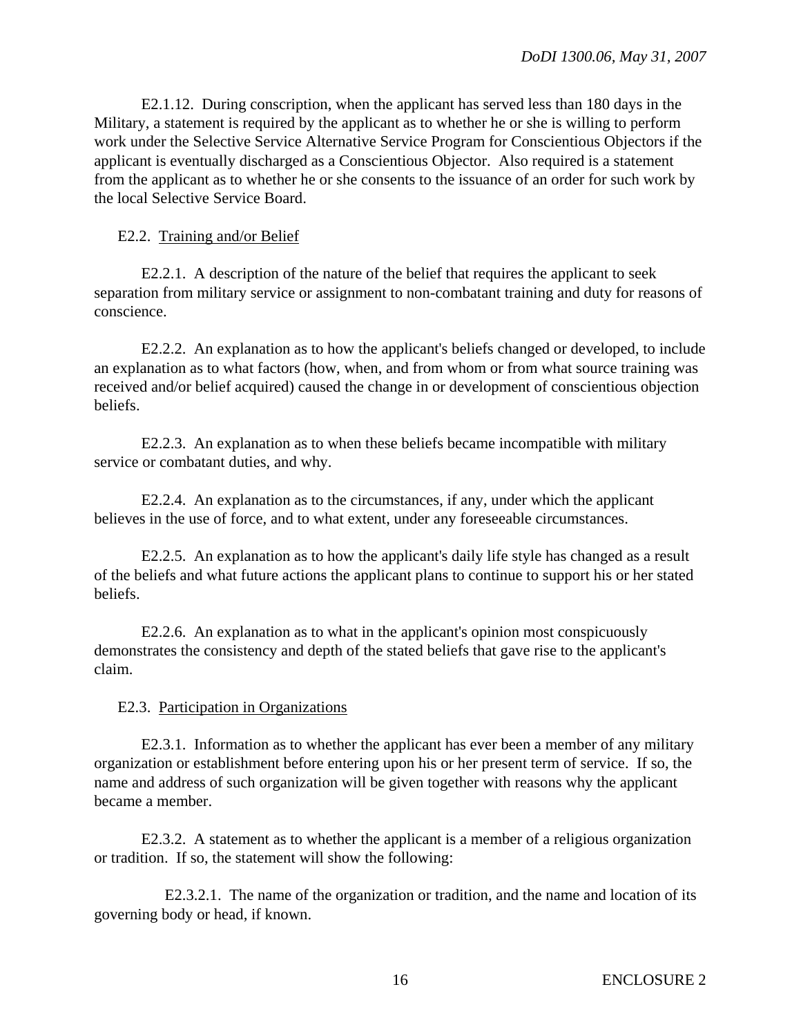E2.1.12. During conscription, when the applicant has served less than 180 days in the Military, a statement is required by the applicant as to whether he or she is willing to perform work under the Selective Service Alternative Service Program for Conscientious Objectors if the applicant is eventually discharged as a Conscientious Objector. Also required is a statement from the applicant as to whether he or she consents to the issuance of an order for such work by the local Selective Service Board.

E2.2. Training and/or Belief

E2.2.1. A description of the nature of the belief that requires the applicant to seek separation from military service or assignment to non-combatant training and duty for reasons of conscience.

E2.2.2. An explanation as to how the applicant's beliefs changed or developed, to include an explanation as to what factors (how, when, and from whom or from what source training was received and/or belief acquired) caused the change in or development of conscientious objection beliefs.

E2.2.3. An explanation as to when these beliefs became incompatible with military service or combatant duties, and why.

E2.2.4. An explanation as to the circumstances, if any, under which the applicant believes in the use of force, and to what extent, under any foreseeable circumstances.

E2.2.5. An explanation as to how the applicant's daily life style has changed as a result of the beliefs and what future actions the applicant plans to continue to support his or her stated beliefs.

E2.2.6. An explanation as to what in the applicant's opinion most conspicuously demonstrates the consistency and depth of the stated beliefs that gave rise to the applicant's claim.

E2.3. Participation in Organizations

E2.3.1. Information as to whether the applicant has ever been a member of any military organization or establishment before entering upon his or her present term of service. If so, the name and address of such organization will be given together with reasons why the applicant became a member.

E2.3.2. A statement as to whether the applicant is a member of a religious organization or tradition. If so, the statement will show the following:

E2.3.2.1. The name of the organization or tradition, and the name and location of its governing body or head, if known.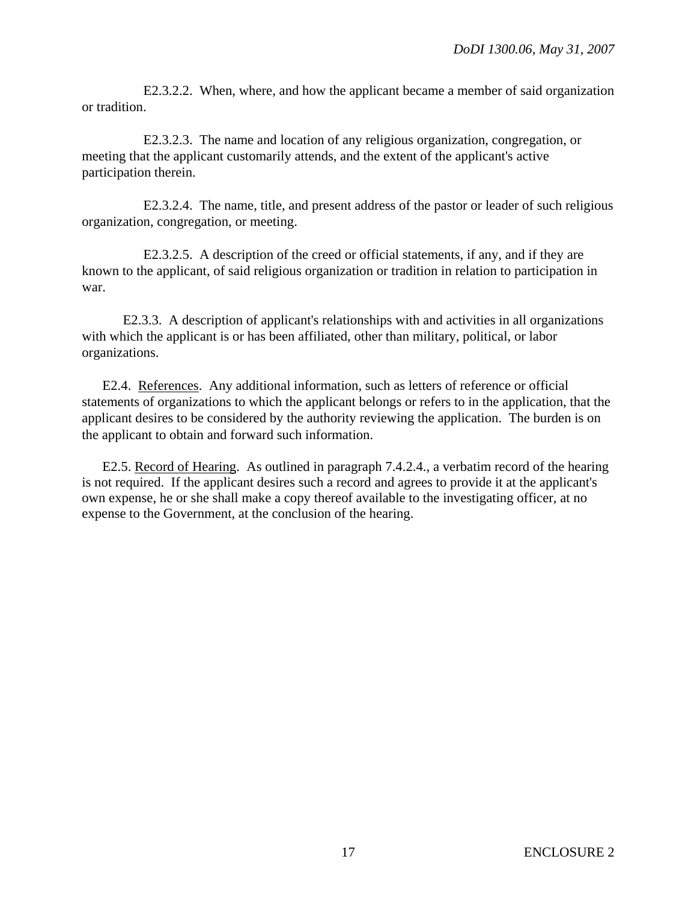E2.3.2.2. When, where, and how the applicant became a member of said organization or tradition.

E2.3.2.3. The name and location of any religious organization, congregation, or meeting that the applicant customarily attends, and the extent of the applicant's active participation therein.

E2.3.2.4. The name, title, and present address of the pastor or leader of such religious organization, congregation, or meeting.

E2.3.2.5. A description of the creed or official statements, if any, and if they are known to the applicant, of said religious organization or tradition in relation to participation in war.

E2.3.3. A description of applicant's relationships with and activities in all organizations with which the applicant is or has been affiliated, other than military, political, or labor organizations.

E2.4. References. Any additional information, such as letters of reference or official statements of organizations to which the applicant belongs or refers to in the application, that the applicant desires to be considered by the authority reviewing the application. The burden is on the applicant to obtain and forward such information.

E2.5. Record of Hearing. As outlined in paragraph 7.4.2.4., a verbatim record of the hearing is not required. If the applicant desires such a record and agrees to provide it at the applicant's own expense, he or she shall make a copy thereof available to the investigating officer, at no expense to the Government, at the conclusion of the hearing.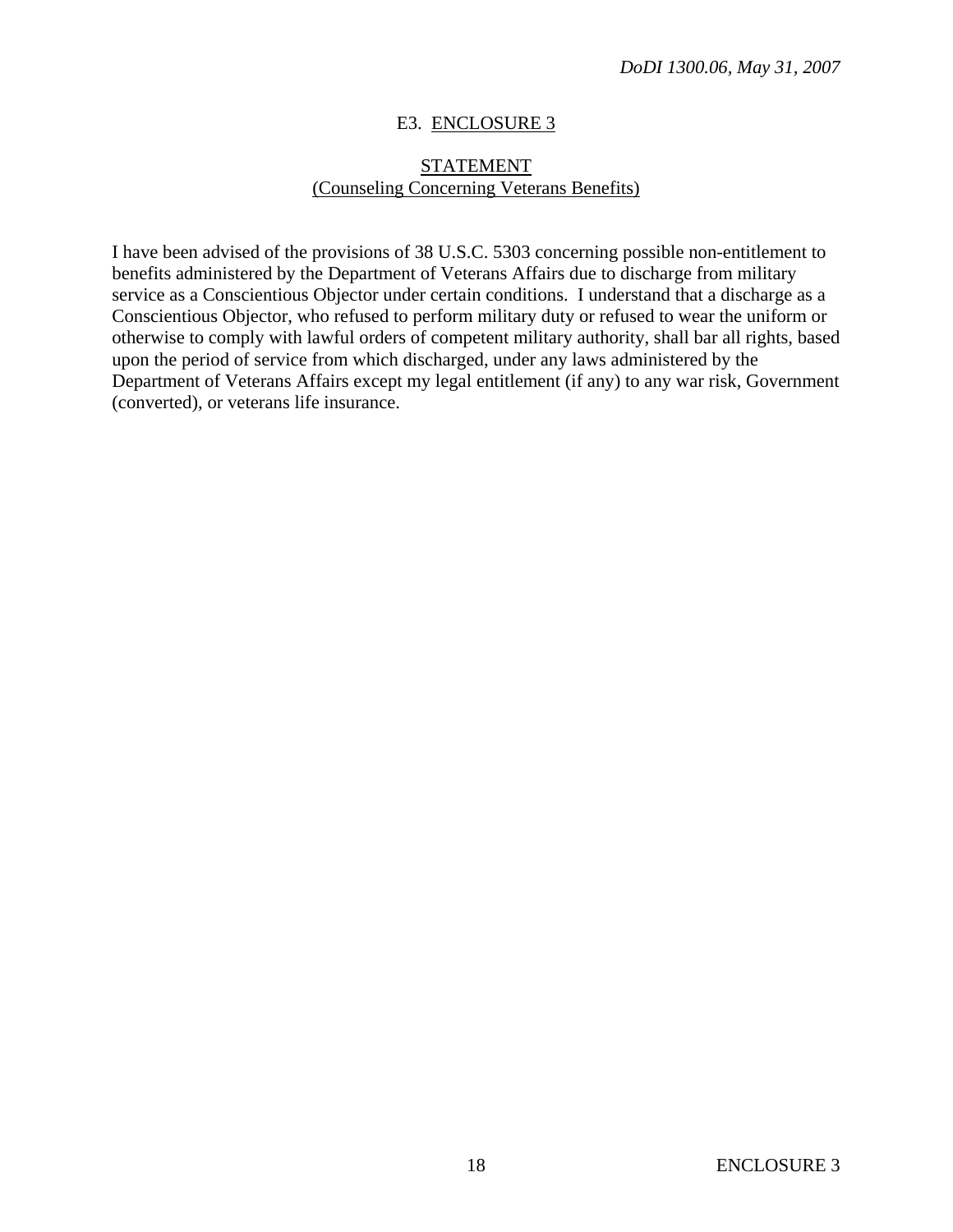## E3. ENCLOSURE 3

### STATEMENT
### (Counseling Concerning Veterans Benefits)

I have been advised of the provisions of 38 U.S.C. 5303 concerning possible non-entitlement to benefits administered by the Department of Veterans Affairs due to discharge from military service as a Conscientious Objector under certain conditions. I understand that a discharge as a Conscientious Objector, who refused to perform military duty or refused to wear the uniform or otherwise to comply with lawful orders of competent military authority, shall bar all rights, based upon the period of service from which discharged, under any laws administered by the Department of Veterans Affairs except my legal entitlement (if any) to any war risk, Government (converted), or veterans life insurance.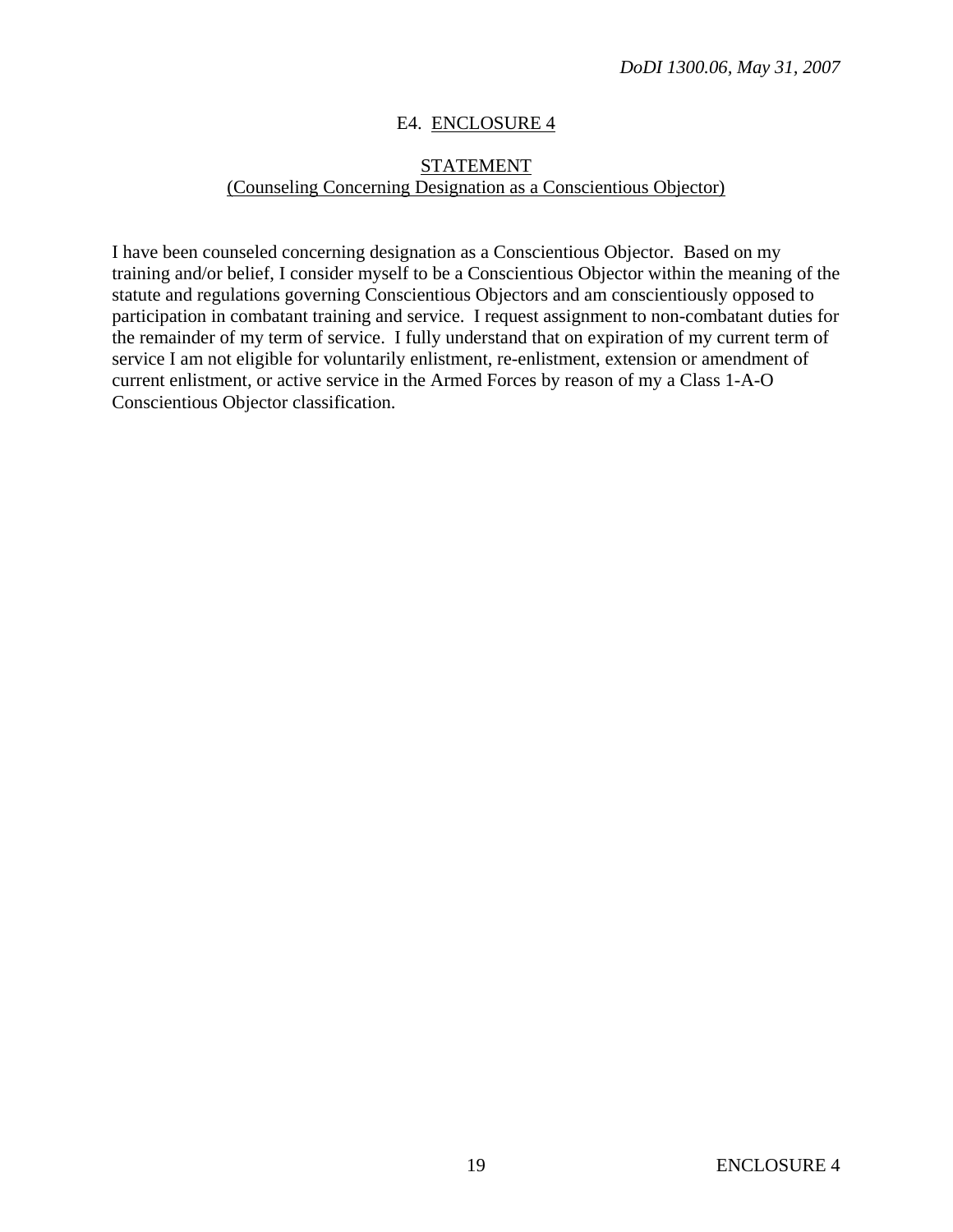## E4. ENCLOSURE 4

### STATEMENT
### (Counseling Concerning Designation as a Conscientious Objector)

I have been counseled concerning designation as a Conscientious Objector. Based on my training and/or belief, I consider myself to be a Conscientious Objector within the meaning of the statute and regulations governing Conscientious Objectors and am conscientiously opposed to participation in combatant training and service. I request assignment to non-combatant duties for the remainder of my term of service. I fully understand that on expiration of my current term of service I am not eligible for voluntarily enlistment, re-enlistment, extension or amendment of current enlistment, or active service in the Armed Forces by reason of my a Class 1-A-O Conscientious Objector classification.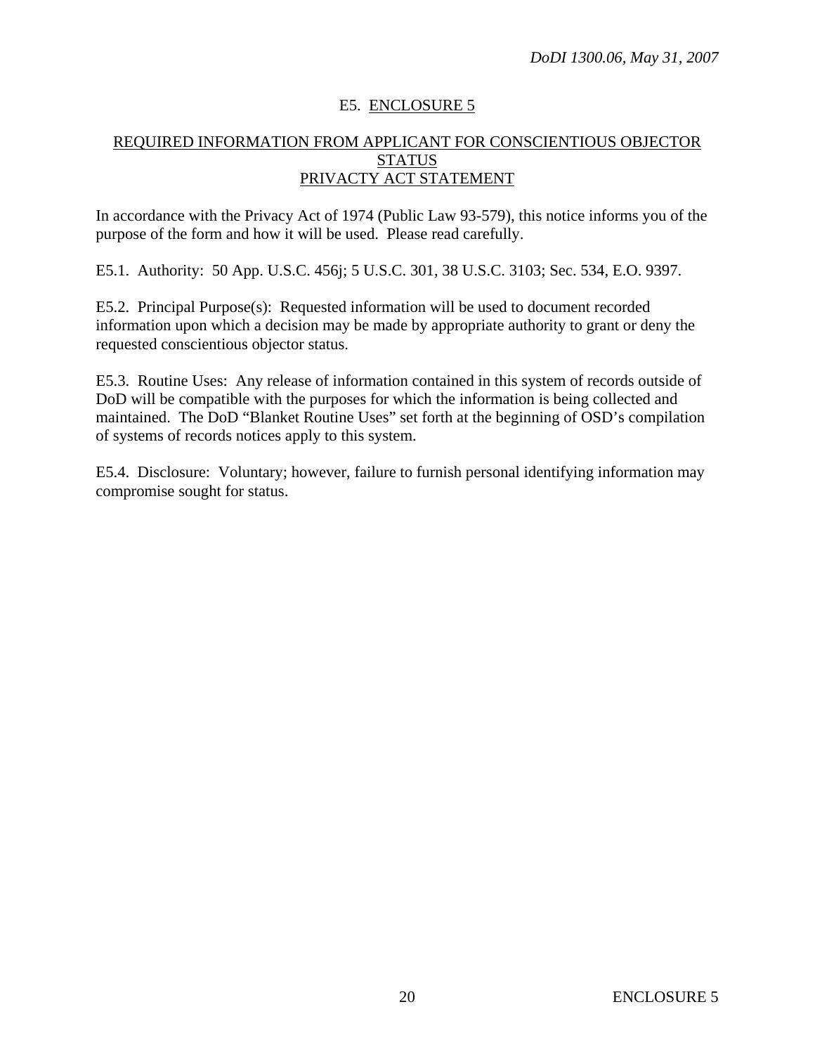## E5. <u>ENCLOSURE 5</u>

### <u>REQUIRED INFORMATION FROM APPLICANT FOR CONSCIENTIOUS OBJECTOR STATUS</u>
### <u>PRIVACTY ACT STATEMENT</u>

In accordance with the Privacy Act of 1974 (Public Law 93-579), this notice informs you of the purpose of the form and how it will be used. Please read carefully.

E5.1. Authority: 50 App. U.S.C. 456j; 5 U.S.C. 301, 38 U.S.C. 3103; Sec. 534, E.O. 9397.

E5.2. Principal Purpose(s): Requested information will be used to document recorded information upon which a decision may be made by appropriate authority to grant or deny the requested conscientious objector status.

E5.3. Routine Uses: Any release of information contained in this system of records outside of DoD will be compatible with the purposes for which the information is being collected and maintained. The DoD "Blanket Routine Uses" set forth at the beginning of OSD's compilation of systems of records notices apply to this system.

E5.4. Disclosure: Voluntary; however, failure to furnish personal identifying information may compromise sought for status.